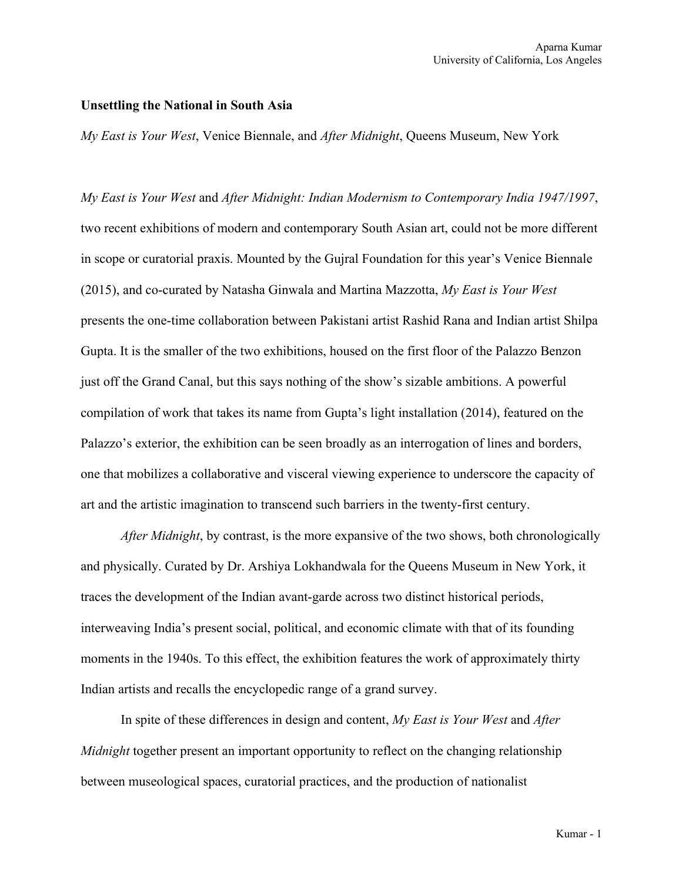Aparna Kumar
University of California, Los Angeles

**Unsettling the National in South Asia**

*My East is Your West*, Venice Biennale, and *After Midnight*, Queens Museum, New York

*My East is Your West* and *After Midnight: Indian Modernism to Contemporary India 1947/1997*, two recent exhibitions of modern and contemporary South Asian art, could not be more different in scope or curatorial praxis. Mounted by the Gujral Foundation for this year's Venice Biennale (2015), and co-curated by Natasha Ginwala and Martina Mazzotta, *My East is Your West* presents the one-time collaboration between Pakistani artist Rashid Rana and Indian artist Shilpa Gupta. It is the smaller of the two exhibitions, housed on the first floor of the Palazzo Benzon just off the Grand Canal, but this says nothing of the show's sizable ambitions. A powerful compilation of work that takes its name from Gupta's light installation (2014), featured on the Palazzo's exterior, the exhibition can be seen broadly as an interrogation of lines and borders, one that mobilizes a collaborative and visceral viewing experience to underscore the capacity of art and the artistic imagination to transcend such barriers in the twenty-first century.

*After Midnight*, by contrast, is the more expansive of the two shows, both chronologically and physically. Curated by Dr. Arshiya Lokhandwala for the Queens Museum in New York, it traces the development of the Indian avant-garde across two distinct historical periods, interweaving India's present social, political, and economic climate with that of its founding moments in the 1940s. To this effect, the exhibition features the work of approximately thirty Indian artists and recalls the encyclopedic range of a grand survey.

In spite of these differences in design and content, *My East is Your West* and *After Midnight* together present an important opportunity to reflect on the changing relationship between museological spaces, curatorial practices, and the production of nationalist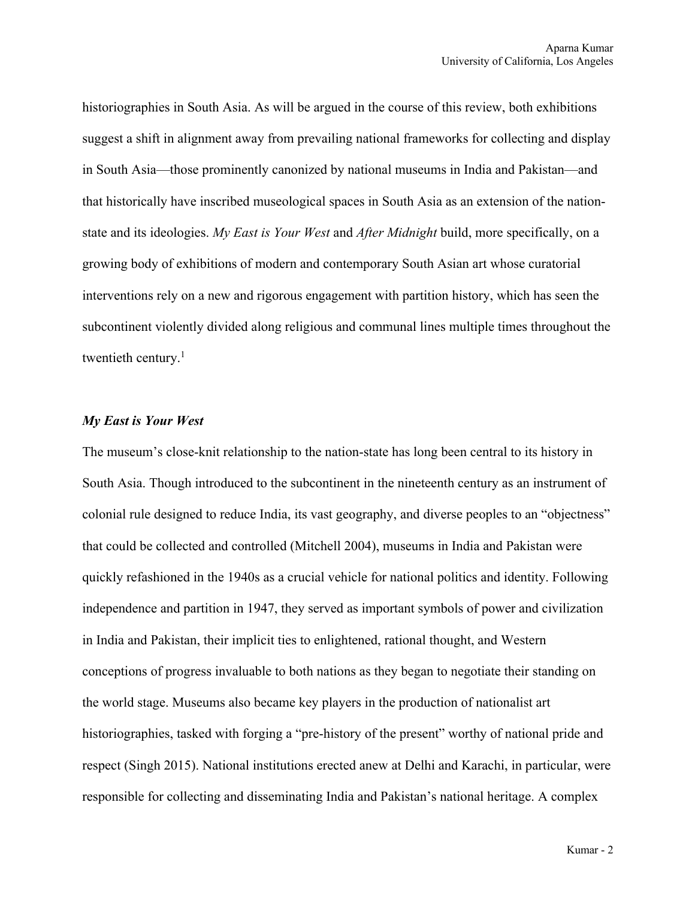historiographies in South Asia. As will be argued in the course of this review, both exhibitions suggest a shift in alignment away from prevailing national frameworks for collecting and display in South Asia—those prominently canonized by national museums in India and Pakistan—and that historically have inscribed museological spaces in South Asia as an extension of the nation-state and its ideologies. *My East is Your West* and *After Midnight* build, more specifically, on a growing body of exhibitions of modern and contemporary South Asian art whose curatorial interventions rely on a new and rigorous engagement with partition history, which has seen the subcontinent violently divided along religious and communal lines multiple times throughout the twentieth century.[1]

### *My East is Your West*

The museum's close-knit relationship to the nation-state has long been central to its history in South Asia. Though introduced to the subcontinent in the nineteenth century as an instrument of colonial rule designed to reduce India, its vast geography, and diverse peoples to an "objectness" that could be collected and controlled (Mitchell 2004), museums in India and Pakistan were quickly refashioned in the 1940s as a crucial vehicle for national politics and identity. Following independence and partition in 1947, they served as important symbols of power and civilization in India and Pakistan, their implicit ties to enlightened, rational thought, and Western conceptions of progress invaluable to both nations as they began to negotiate their standing on the world stage. Museums also became key players in the production of nationalist art historiographies, tasked with forging a "pre-history of the present" worthy of national pride and respect (Singh 2015). National institutions erected anew at Delhi and Karachi, in particular, were responsible for collecting and disseminating India and Pakistan's national heritage. A complex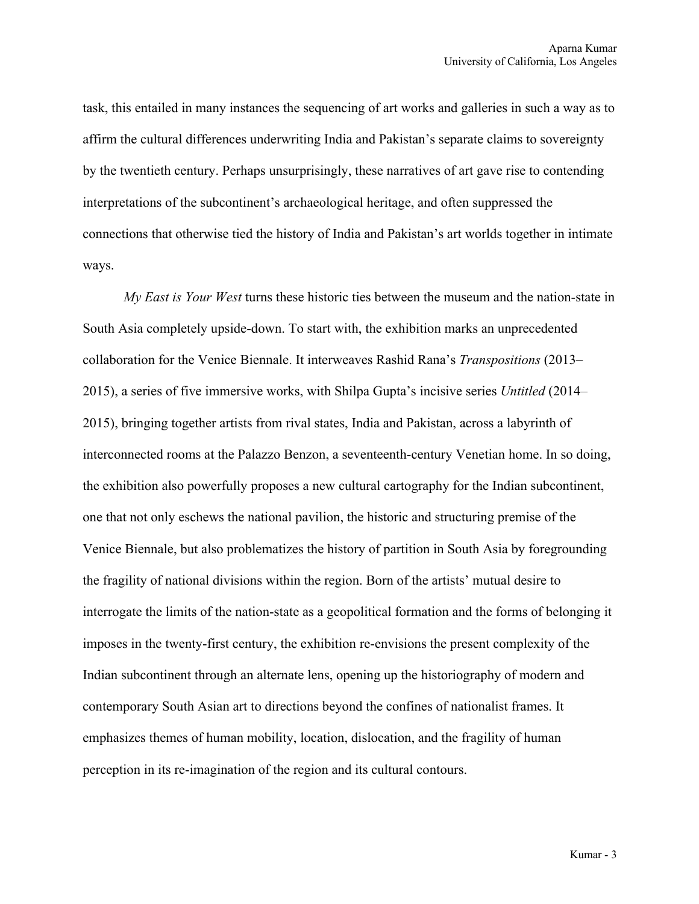task, this entailed in many instances the sequencing of art works and galleries in such a way as to affirm the cultural differences underwriting India and Pakistan's separate claims to sovereignty by the twentieth century. Perhaps unsurprisingly, these narratives of art gave rise to contending interpretations of the subcontinent's archaeological heritage, and often suppressed the connections that otherwise tied the history of India and Pakistan's art worlds together in intimate ways.

*My East is Your West* turns these historic ties between the museum and the nation-state in South Asia completely upside-down. To start with, the exhibition marks an unprecedented collaboration for the Venice Biennale. It interweaves Rashid Rana's *Transpositions* (2013–2015), a series of five immersive works, with Shilpa Gupta's incisive series *Untitled* (2014–2015), bringing together artists from rival states, India and Pakistan, across a labyrinth of interconnected rooms at the Palazzo Benzon, a seventeenth-century Venetian home. In so doing, the exhibition also powerfully proposes a new cultural cartography for the Indian subcontinent, one that not only eschews the national pavilion, the historic and structuring premise of the Venice Biennale, but also problematizes the history of partition in South Asia by foregrounding the fragility of national divisions within the region. Born of the artists' mutual desire to interrogate the limits of the nation-state as a geopolitical formation and the forms of belonging it imposes in the twenty-first century, the exhibition re-envisions the present complexity of the Indian subcontinent through an alternate lens, opening up the historiography of modern and contemporary South Asian art to directions beyond the confines of nationalist frames. It emphasizes themes of human mobility, location, dislocation, and the fragility of human perception in its re-imagination of the region and its cultural contours.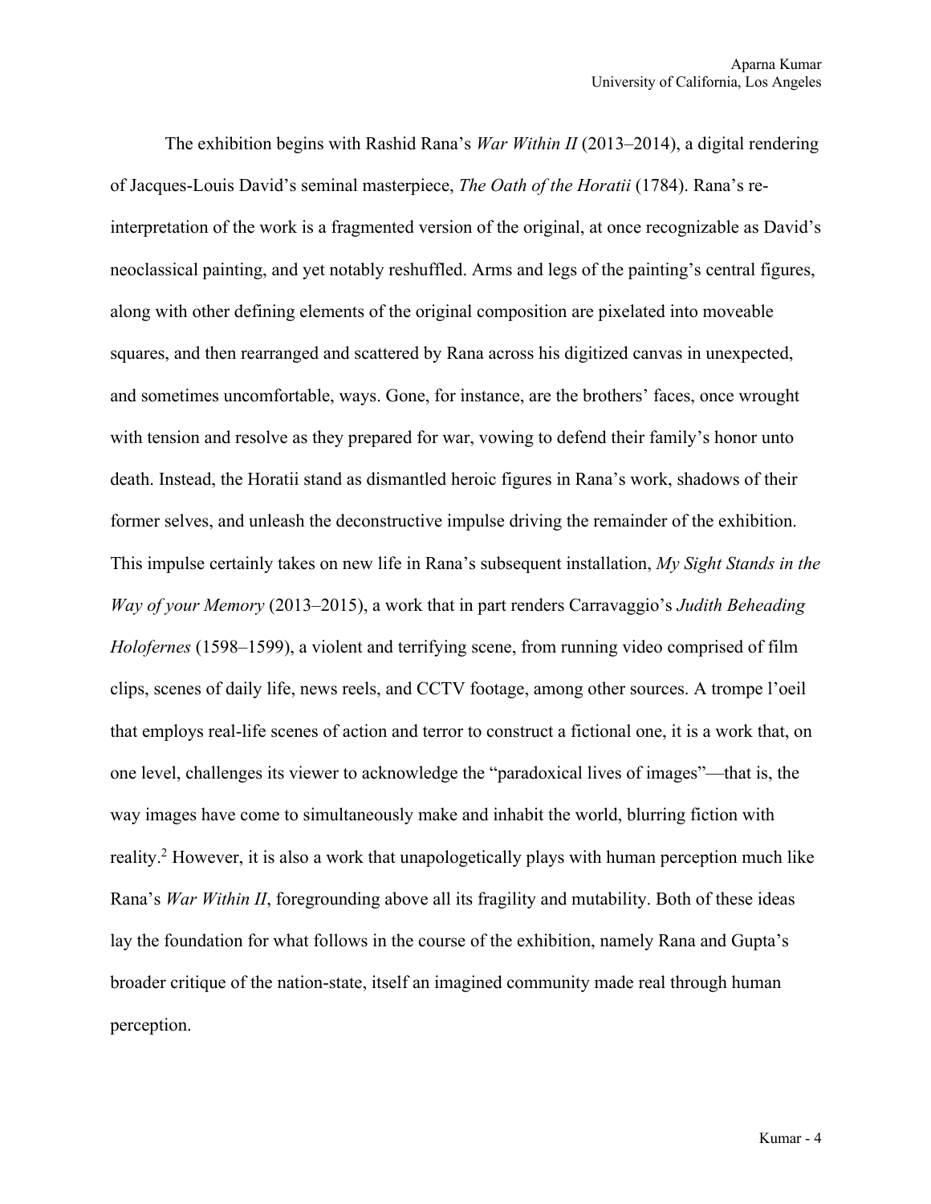The exhibition begins with Rashid Rana's *War Within II* (2013–2014), a digital rendering of Jacques-Louis David's seminal masterpiece, *The Oath of the Horatii* (1784). Rana's re-interpretation of the work is a fragmented version of the original, at once recognizable as David's neoclassical painting, and yet notably reshuffled. Arms and legs of the painting's central figures, along with other defining elements of the original composition are pixelated into moveable squares, and then rearranged and scattered by Rana across his digitized canvas in unexpected, and sometimes uncomfortable, ways. Gone, for instance, are the brothers' faces, once wrought with tension and resolve as they prepared for war, vowing to defend their family's honor unto death. Instead, the Horatii stand as dismantled heroic figures in Rana's work, shadows of their former selves, and unleash the deconstructive impulse driving the remainder of the exhibition. This impulse certainly takes on new life in Rana's subsequent installation, *My Sight Stands in the Way of your Memory* (2013–2015), a work that in part renders Carravaggio's *Judith Beheading Holofernes* (1598–1599), a violent and terrifying scene, from running video comprised of film clips, scenes of daily life, news reels, and CCTV footage, among other sources. A trompe l'oeil that employs real-life scenes of action and terror to construct a fictional one, it is a work that, on one level, challenges its viewer to acknowledge the "paradoxical lives of images"—that is, the way images have come to simultaneously make and inhabit the world, blurring fiction with reality.[2] However, it is also a work that unapologetically plays with human perception much like Rana's *War Within II*, foregrounding above all its fragility and mutability. Both of these ideas lay the foundation for what follows in the course of the exhibition, namely Rana and Gupta's broader critique of the nation-state, itself an imagined community made real through human perception.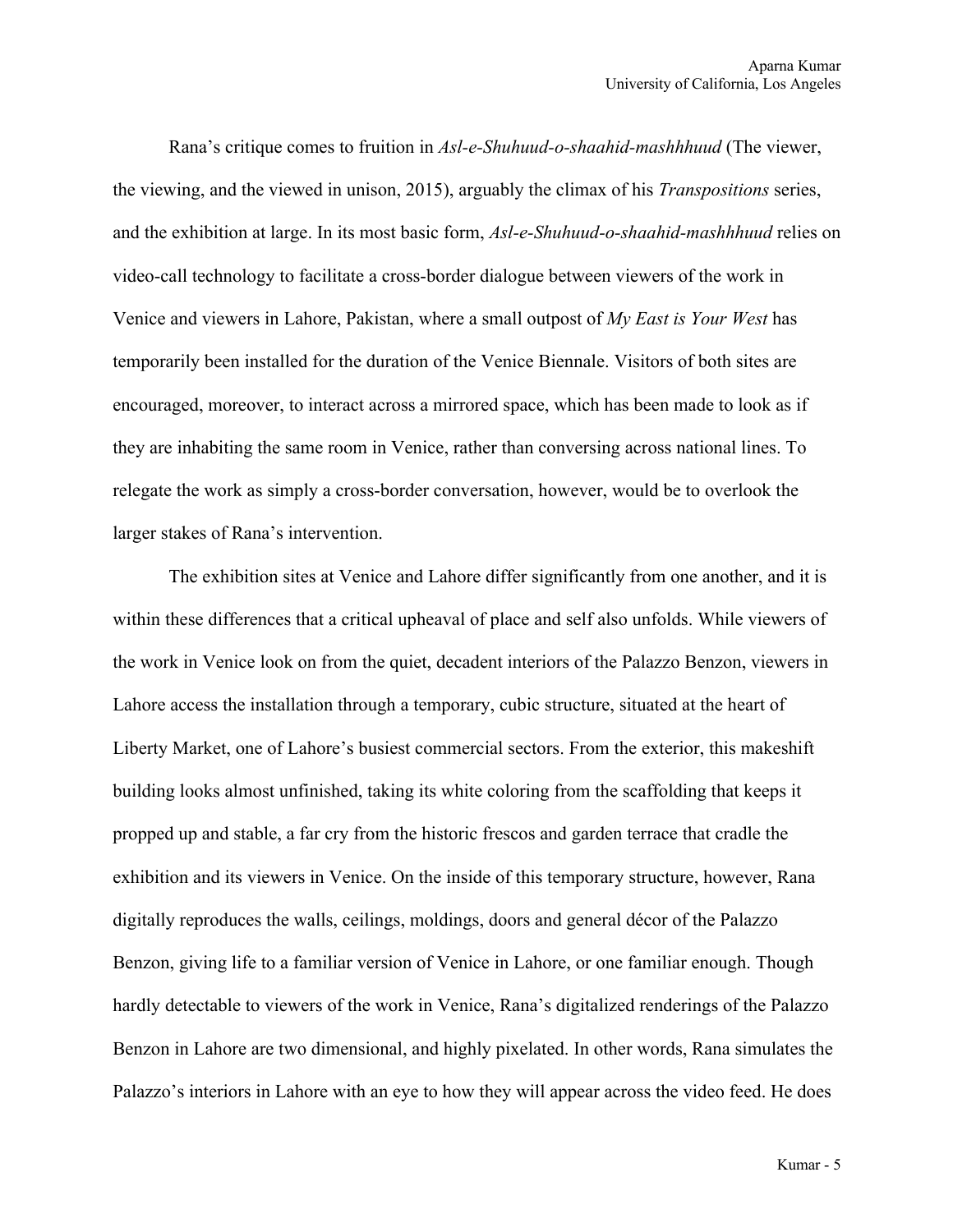Rana's critique comes to fruition in *Asl-e-Shuhuud-o-shaahid-mashhhuud* (The viewer, the viewing, and the viewed in unison, 2015), arguably the climax of his *Transpositions* series, and the exhibition at large. In its most basic form, *Asl-e-Shuhuud-o-shaahid-mashhhuud* relies on video-call technology to facilitate a cross-border dialogue between viewers of the work in Venice and viewers in Lahore, Pakistan, where a small outpost of *My East is Your West* has temporarily been installed for the duration of the Venice Biennale. Visitors of both sites are encouraged, moreover, to interact across a mirrored space, which has been made to look as if they are inhabiting the same room in Venice, rather than conversing across national lines. To relegate the work as simply a cross-border conversation, however, would be to overlook the larger stakes of Rana's intervention.

The exhibition sites at Venice and Lahore differ significantly from one another, and it is within these differences that a critical upheaval of place and self also unfolds. While viewers of the work in Venice look on from the quiet, decadent interiors of the Palazzo Benzon, viewers in Lahore access the installation through a temporary, cubic structure, situated at the heart of Liberty Market, one of Lahore's busiest commercial sectors. From the exterior, this makeshift building looks almost unfinished, taking its white coloring from the scaffolding that keeps it propped up and stable, a far cry from the historic frescos and garden terrace that cradle the exhibition and its viewers in Venice. On the inside of this temporary structure, however, Rana digitally reproduces the walls, ceilings, moldings, doors and general décor of the Palazzo Benzon, giving life to a familiar version of Venice in Lahore, or one familiar enough. Though hardly detectable to viewers of the work in Venice, Rana's digitalized renderings of the Palazzo Benzon in Lahore are two dimensional, and highly pixelated. In other words, Rana simulates the Palazzo's interiors in Lahore with an eye to how they will appear across the video feed. He does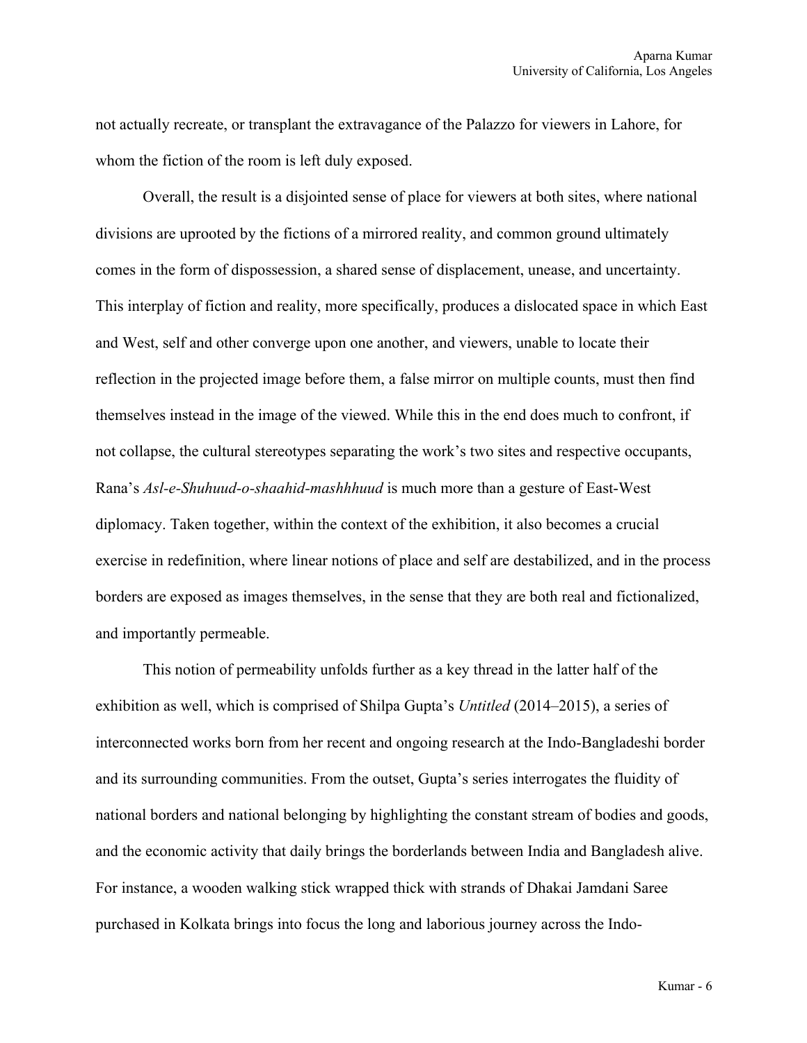not actually recreate, or transplant the extravagance of the Palazzo for viewers in Lahore, for whom the fiction of the room is left duly exposed.

Overall, the result is a disjointed sense of place for viewers at both sites, where national divisions are uprooted by the fictions of a mirrored reality, and common ground ultimately comes in the form of dispossession, a shared sense of displacement, unease, and uncertainty. This interplay of fiction and reality, more specifically, produces a dislocated space in which East and West, self and other converge upon one another, and viewers, unable to locate their reflection in the projected image before them, a false mirror on multiple counts, must then find themselves instead in the image of the viewed. While this in the end does much to confront, if not collapse, the cultural stereotypes separating the work's two sites and respective occupants, Rana's *Asl-e-Shuhuud-o-shaahid-mashhhuud* is much more than a gesture of East-West diplomacy. Taken together, within the context of the exhibition, it also becomes a crucial exercise in redefinition, where linear notions of place and self are destabilized, and in the process borders are exposed as images themselves, in the sense that they are both real and fictionalized, and importantly permeable.

This notion of permeability unfolds further as a key thread in the latter half of the exhibition as well, which is comprised of Shilpa Gupta's *Untitled* (2014–2015), a series of interconnected works born from her recent and ongoing research at the Indo-Bangladeshi border and its surrounding communities. From the outset, Gupta's series interrogates the fluidity of national borders and national belonging by highlighting the constant stream of bodies and goods, and the economic activity that daily brings the borderlands between India and Bangladesh alive. For instance, a wooden walking stick wrapped thick with strands of Dhakai Jamdani Saree purchased in Kolkata brings into focus the long and laborious journey across the Indo-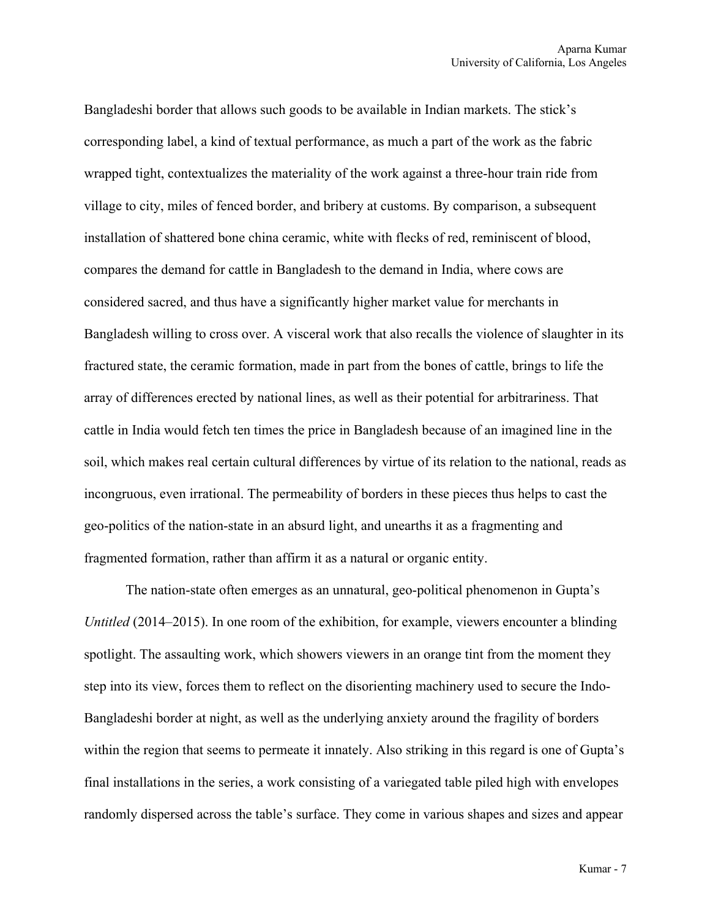Bangladeshi border that allows such goods to be available in Indian markets. The stick's corresponding label, a kind of textual performance, as much a part of the work as the fabric wrapped tight, contextualizes the materiality of the work against a three-hour train ride from village to city, miles of fenced border, and bribery at customs. By comparison, a subsequent installation of shattered bone china ceramic, white with flecks of red, reminiscent of blood, compares the demand for cattle in Bangladesh to the demand in India, where cows are considered sacred, and thus have a significantly higher market value for merchants in Bangladesh willing to cross over. A visceral work that also recalls the violence of slaughter in its fractured state, the ceramic formation, made in part from the bones of cattle, brings to life the array of differences erected by national lines, as well as their potential for arbitrariness. That cattle in India would fetch ten times the price in Bangladesh because of an imagined line in the soil, which makes real certain cultural differences by virtue of its relation to the national, reads as incongruous, even irrational. The permeability of borders in these pieces thus helps to cast the geo-politics of the nation-state in an absurd light, and unearths it as a fragmenting and fragmented formation, rather than affirm it as a natural or organic entity.

The nation-state often emerges as an unnatural, geo-political phenomenon in Gupta's *Untitled* (2014–2015). In one room of the exhibition, for example, viewers encounter a blinding spotlight. The assaulting work, which showers viewers in an orange tint from the moment they step into its view, forces them to reflect on the disorienting machinery used to secure the Indo-Bangladeshi border at night, as well as the underlying anxiety around the fragility of borders within the region that seems to permeate it innately. Also striking in this regard is one of Gupta's final installations in the series, a work consisting of a variegated table piled high with envelopes randomly dispersed across the table's surface. They come in various shapes and sizes and appear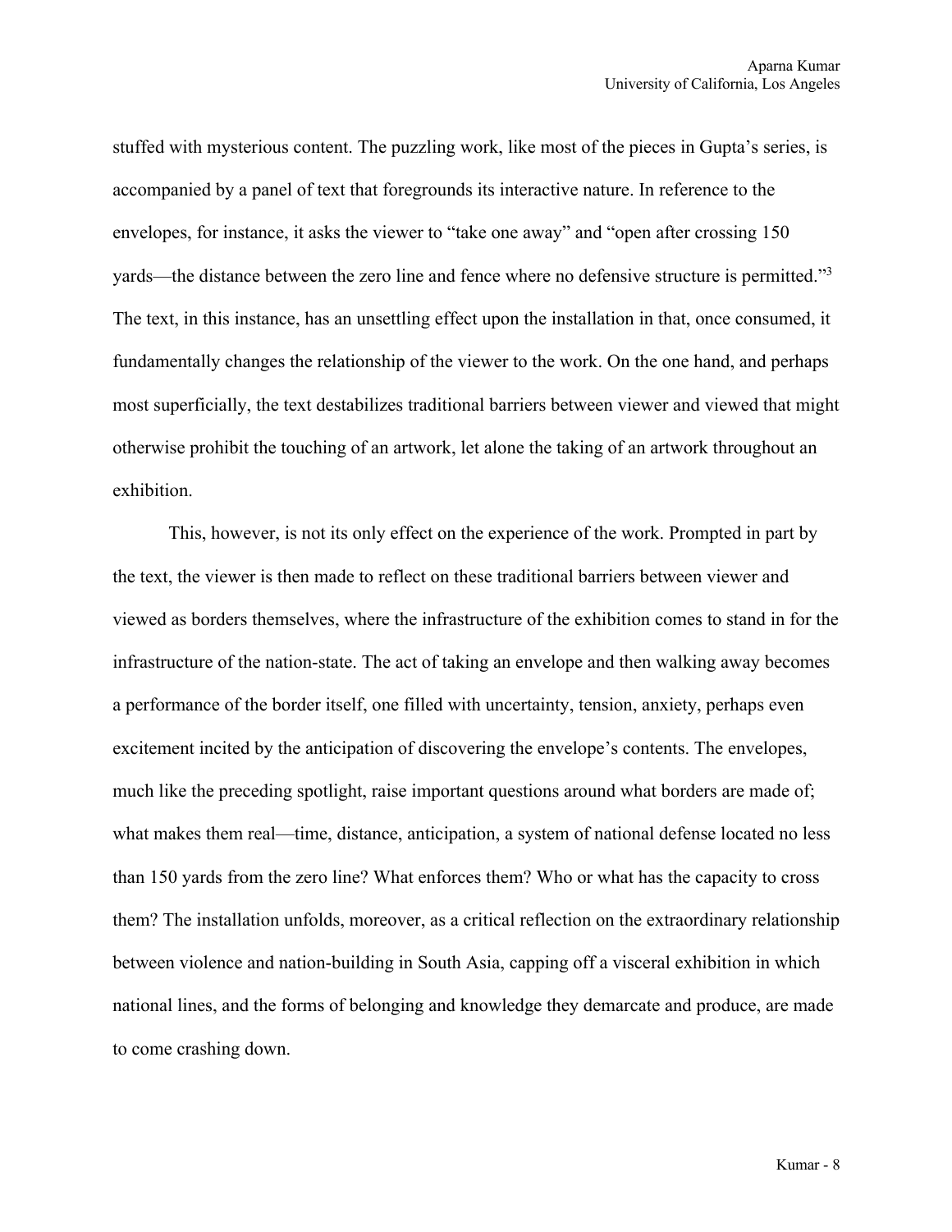stuffed with mysterious content. The puzzling work, like most of the pieces in Gupta's series, is accompanied by a panel of text that foregrounds its interactive nature. In reference to the envelopes, for instance, it asks the viewer to "take one away" and "open after crossing 150 yards—the distance between the zero line and fence where no defensive structure is permitted."[3] The text, in this instance, has an unsettling effect upon the installation in that, once consumed, it fundamentally changes the relationship of the viewer to the work. On the one hand, and perhaps most superficially, the text destabilizes traditional barriers between viewer and viewed that might otherwise prohibit the touching of an artwork, let alone the taking of an artwork throughout an exhibition.

This, however, is not its only effect on the experience of the work. Prompted in part by the text, the viewer is then made to reflect on these traditional barriers between viewer and viewed as borders themselves, where the infrastructure of the exhibition comes to stand in for the infrastructure of the nation-state. The act of taking an envelope and then walking away becomes a performance of the border itself, one filled with uncertainty, tension, anxiety, perhaps even excitement incited by the anticipation of discovering the envelope's contents. The envelopes, much like the preceding spotlight, raise important questions around what borders are made of; what makes them real—time, distance, anticipation, a system of national defense located no less than 150 yards from the zero line? What enforces them? Who or what has the capacity to cross them? The installation unfolds, moreover, as a critical reflection on the extraordinary relationship between violence and nation-building in South Asia, capping off a visceral exhibition in which national lines, and the forms of belonging and knowledge they demarcate and produce, are made to come crashing down.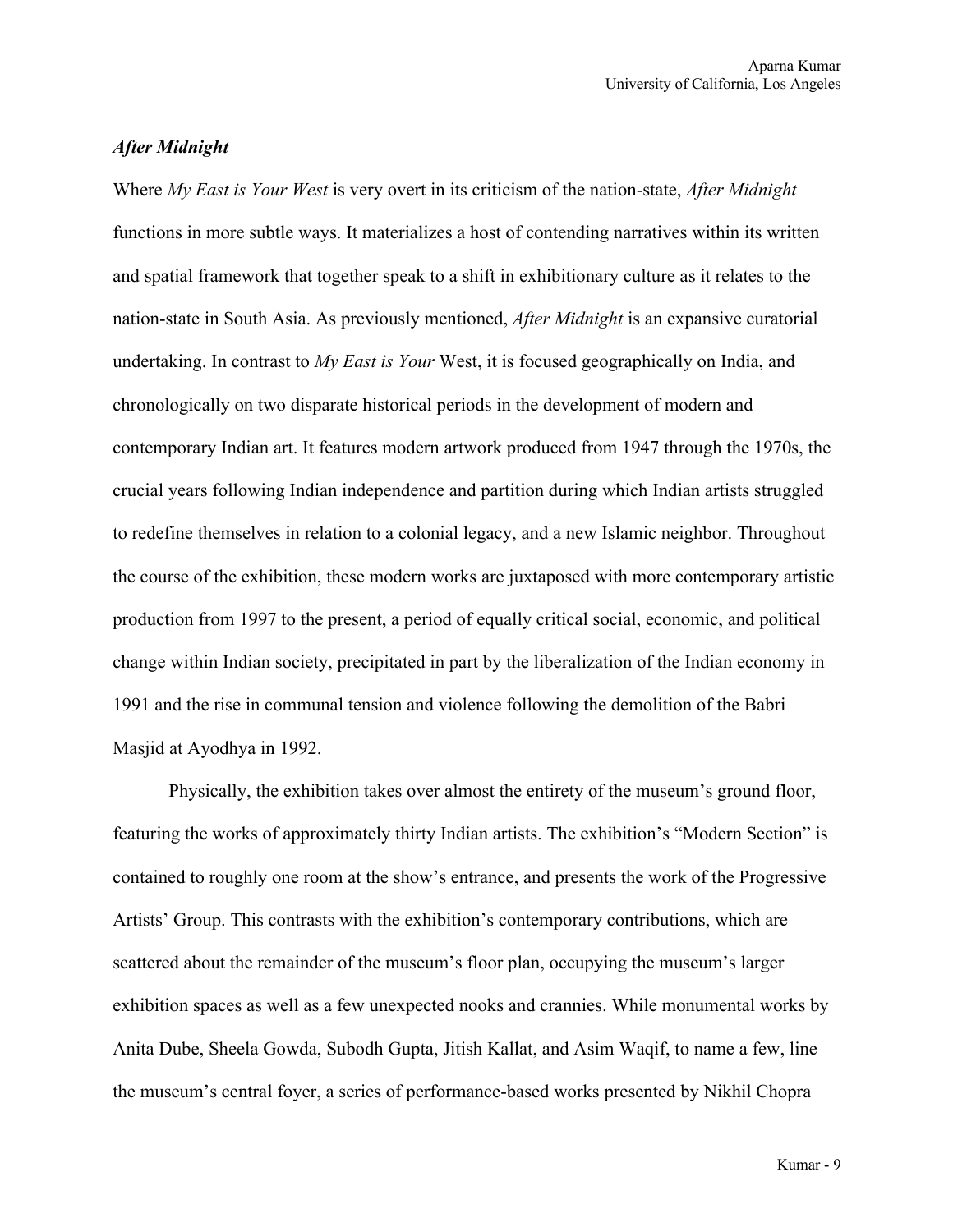### *After Midnight*

Where *My East is Your West* is very overt in its criticism of the nation-state, *After Midnight* functions in more subtle ways. It materializes a host of contending narratives within its written and spatial framework that together speak to a shift in exhibitionary culture as it relates to the nation-state in South Asia. As previously mentioned, *After Midnight* is an expansive curatorial undertaking. In contrast to *My East is Your* West, it is focused geographically on India, and chronologically on two disparate historical periods in the development of modern and contemporary Indian art. It features modern artwork produced from 1947 through the 1970s, the crucial years following Indian independence and partition during which Indian artists struggled to redefine themselves in relation to a colonial legacy, and a new Islamic neighbor. Throughout the course of the exhibition, these modern works are juxtaposed with more contemporary artistic production from 1997 to the present, a period of equally critical social, economic, and political change within Indian society, precipitated in part by the liberalization of the Indian economy in 1991 and the rise in communal tension and violence following the demolition of the Babri Masjid at Ayodhya in 1992.

Physically, the exhibition takes over almost the entirety of the museum's ground floor, featuring the works of approximately thirty Indian artists. The exhibition's "Modern Section" is contained to roughly one room at the show's entrance, and presents the work of the Progressive Artists' Group. This contrasts with the exhibition's contemporary contributions, which are scattered about the remainder of the museum's floor plan, occupying the museum's larger exhibition spaces as well as a few unexpected nooks and crannies. While monumental works by Anita Dube, Sheela Gowda, Subodh Gupta, Jitish Kallat, and Asim Waqif, to name a few, line the museum's central foyer, a series of performance-based works presented by Nikhil Chopra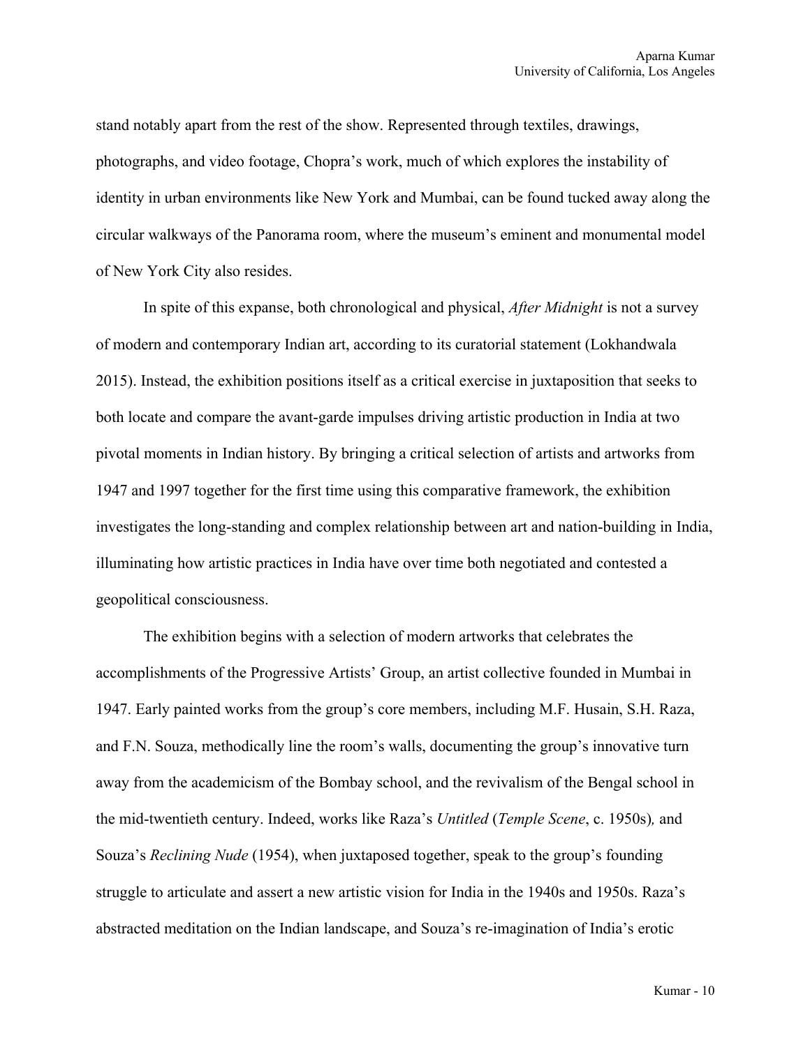stand notably apart from the rest of the show. Represented through textiles, drawings, photographs, and video footage, Chopra's work, much of which explores the instability of identity in urban environments like New York and Mumbai, can be found tucked away along the circular walkways of the Panorama room, where the museum's eminent and monumental model of New York City also resides.

In spite of this expanse, both chronological and physical, *After Midnight* is not a survey of modern and contemporary Indian art, according to its curatorial statement (Lokhandwala 2015). Instead, the exhibition positions itself as a critical exercise in juxtaposition that seeks to both locate and compare the avant-garde impulses driving artistic production in India at two pivotal moments in Indian history. By bringing a critical selection of artists and artworks from 1947 and 1997 together for the first time using this comparative framework, the exhibition investigates the long-standing and complex relationship between art and nation-building in India, illuminating how artistic practices in India have over time both negotiated and contested a geopolitical consciousness.

The exhibition begins with a selection of modern artworks that celebrates the accomplishments of the Progressive Artists' Group, an artist collective founded in Mumbai in 1947. Early painted works from the group's core members, including M.F. Husain, S.H. Raza, and F.N. Souza, methodically line the room's walls, documenting the group's innovative turn away from the academicism of the Bombay school, and the revivalism of the Bengal school in the mid-twentieth century. Indeed, works like Raza's *Untitled* (*Temple Scene*, c. 1950s)*,* and Souza's *Reclining Nude* (1954), when juxtaposed together, speak to the group's founding struggle to articulate and assert a new artistic vision for India in the 1940s and 1950s. Raza's abstracted meditation on the Indian landscape, and Souza's re-imagination of India's erotic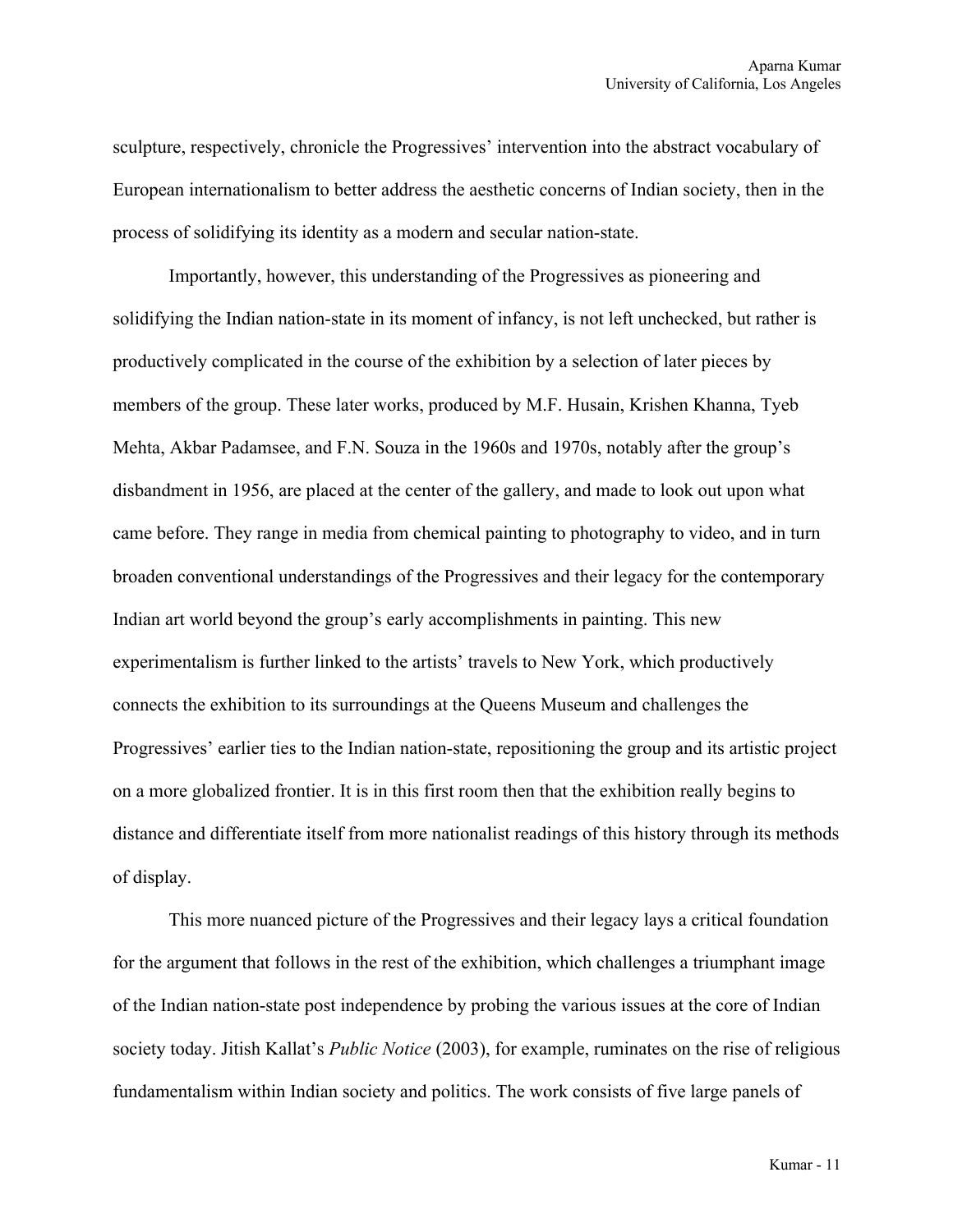sculpture, respectively, chronicle the Progressives' intervention into the abstract vocabulary of European internationalism to better address the aesthetic concerns of Indian society, then in the process of solidifying its identity as a modern and secular nation-state.

Importantly, however, this understanding of the Progressives as pioneering and solidifying the Indian nation-state in its moment of infancy, is not left unchecked, but rather is productively complicated in the course of the exhibition by a selection of later pieces by members of the group. These later works, produced by M.F. Husain, Krishen Khanna, Tyeb Mehta, Akbar Padamsee, and F.N. Souza in the 1960s and 1970s, notably after the group's disbandment in 1956, are placed at the center of the gallery, and made to look out upon what came before. They range in media from chemical painting to photography to video, and in turn broaden conventional understandings of the Progressives and their legacy for the contemporary Indian art world beyond the group's early accomplishments in painting. This new experimentalism is further linked to the artists' travels to New York, which productively connects the exhibition to its surroundings at the Queens Museum and challenges the Progressives' earlier ties to the Indian nation-state, repositioning the group and its artistic project on a more globalized frontier. It is in this first room then that the exhibition really begins to distance and differentiate itself from more nationalist readings of this history through its methods of display.

This more nuanced picture of the Progressives and their legacy lays a critical foundation for the argument that follows in the rest of the exhibition, which challenges a triumphant image of the Indian nation-state post independence by probing the various issues at the core of Indian society today. Jitish Kallat's *Public Notice* (2003), for example, ruminates on the rise of religious fundamentalism within Indian society and politics. The work consists of five large panels of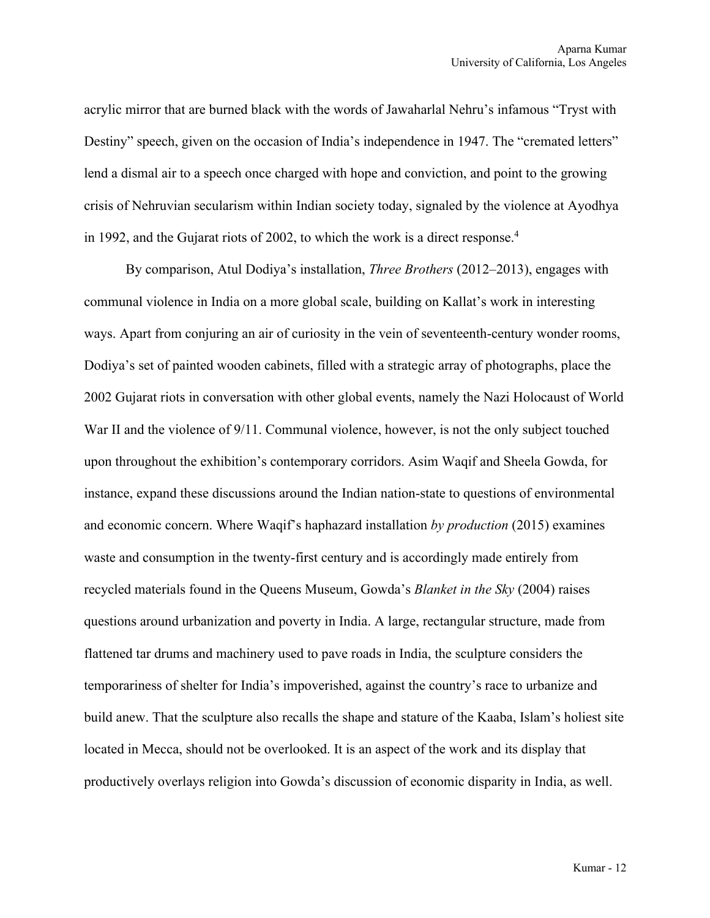acrylic mirror that are burned black with the words of Jawaharlal Nehru's infamous "Tryst with Destiny" speech, given on the occasion of India's independence in 1947. The "cremated letters" lend a dismal air to a speech once charged with hope and conviction, and point to the growing crisis of Nehruvian secularism within Indian society today, signaled by the violence at Ayodhya in 1992, and the Gujarat riots of 2002, to which the work is a direct response.[4]

By comparison, Atul Dodiya's installation, *Three Brothers* (2012–2013), engages with communal violence in India on a more global scale, building on Kallat's work in interesting ways. Apart from conjuring an air of curiosity in the vein of seventeenth-century wonder rooms, Dodiya's set of painted wooden cabinets, filled with a strategic array of photographs, place the 2002 Gujarat riots in conversation with other global events, namely the Nazi Holocaust of World War II and the violence of 9/11. Communal violence, however, is not the only subject touched upon throughout the exhibition's contemporary corridors. Asim Waqif and Sheela Gowda, for instance, expand these discussions around the Indian nation-state to questions of environmental and economic concern. Where Waqif's haphazard installation *by production* (2015) examines waste and consumption in the twenty-first century and is accordingly made entirely from recycled materials found in the Queens Museum, Gowda's *Blanket in the Sky* (2004) raises questions around urbanization and poverty in India. A large, rectangular structure, made from flattened tar drums and machinery used to pave roads in India, the sculpture considers the temporariness of shelter for India's impoverished, against the country's race to urbanize and build anew. That the sculpture also recalls the shape and stature of the Kaaba, Islam's holiest site located in Mecca, should not be overlooked. It is an aspect of the work and its display that productively overlays religion into Gowda's discussion of economic disparity in India, as well.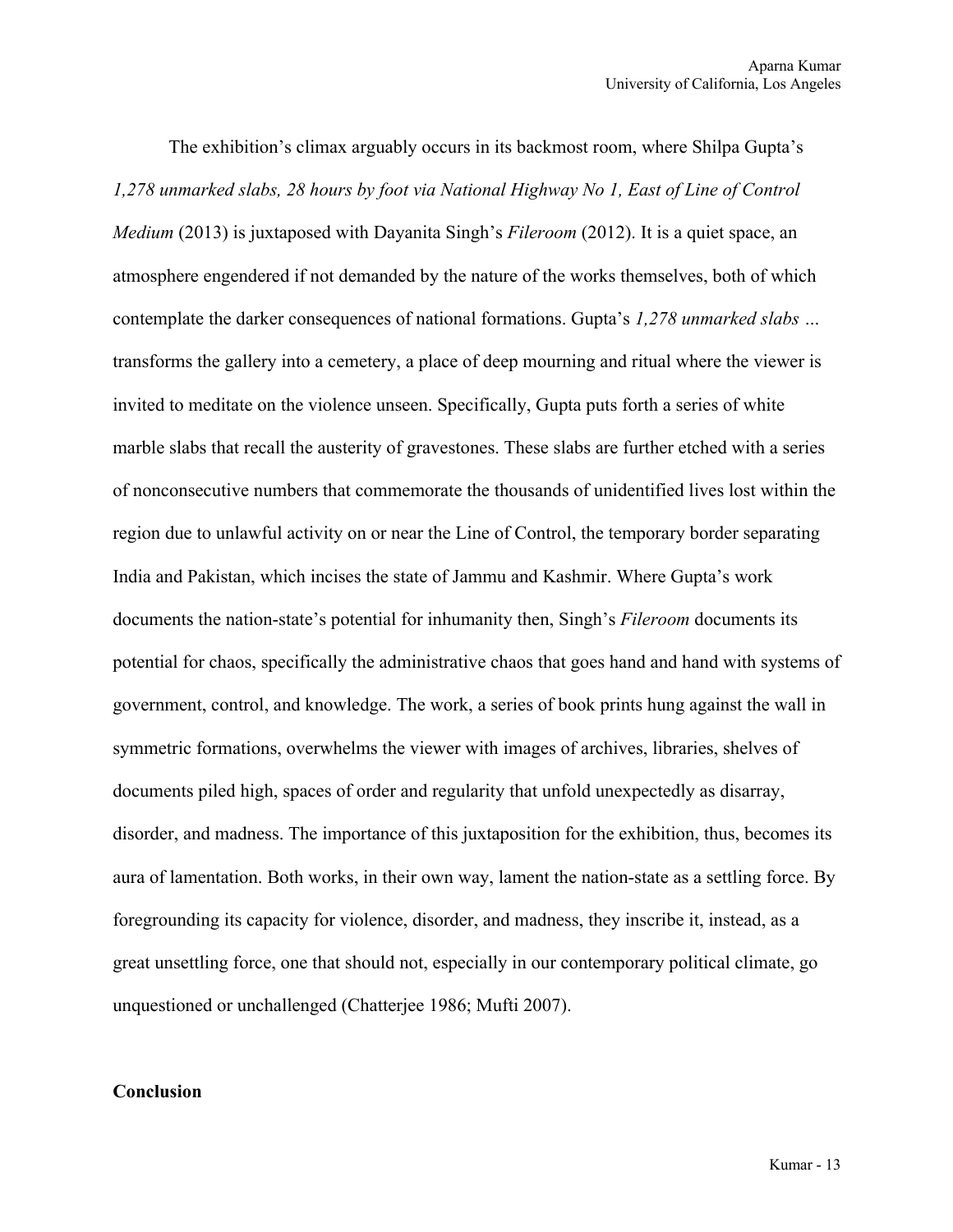The exhibition's climax arguably occurs in its backmost room, where Shilpa Gupta's *1,278 unmarked slabs, 28 hours by foot via National Highway No 1, East of Line of Control Medium* (2013) is juxtaposed with Dayanita Singh's *Fileroom* (2012). It is a quiet space, an atmosphere engendered if not demanded by the nature of the works themselves, both of which contemplate the darker consequences of national formations. Gupta's *1,278 unmarked slabs …* transforms the gallery into a cemetery, a place of deep mourning and ritual where the viewer is invited to meditate on the violence unseen. Specifically, Gupta puts forth a series of white marble slabs that recall the austerity of gravestones. These slabs are further etched with a series of nonconsecutive numbers that commemorate the thousands of unidentified lives lost within the region due to unlawful activity on or near the Line of Control, the temporary border separating India and Pakistan, which incises the state of Jammu and Kashmir. Where Gupta's work documents the nation-state's potential for inhumanity then, Singh's *Fileroom* documents its potential for chaos, specifically the administrative chaos that goes hand and hand with systems of government, control, and knowledge. The work, a series of book prints hung against the wall in symmetric formations, overwhelms the viewer with images of archives, libraries, shelves of documents piled high, spaces of order and regularity that unfold unexpectedly as disarray, disorder, and madness. The importance of this juxtaposition for the exhibition, thus, becomes its aura of lamentation. Both works, in their own way, lament the nation-state as a settling force. By foregrounding its capacity for violence, disorder, and madness, they inscribe it, instead, as a great unsettling force, one that should not, especially in our contemporary political climate, go unquestioned or unchallenged (Chatterjee 1986; Mufti 2007).

## Conclusion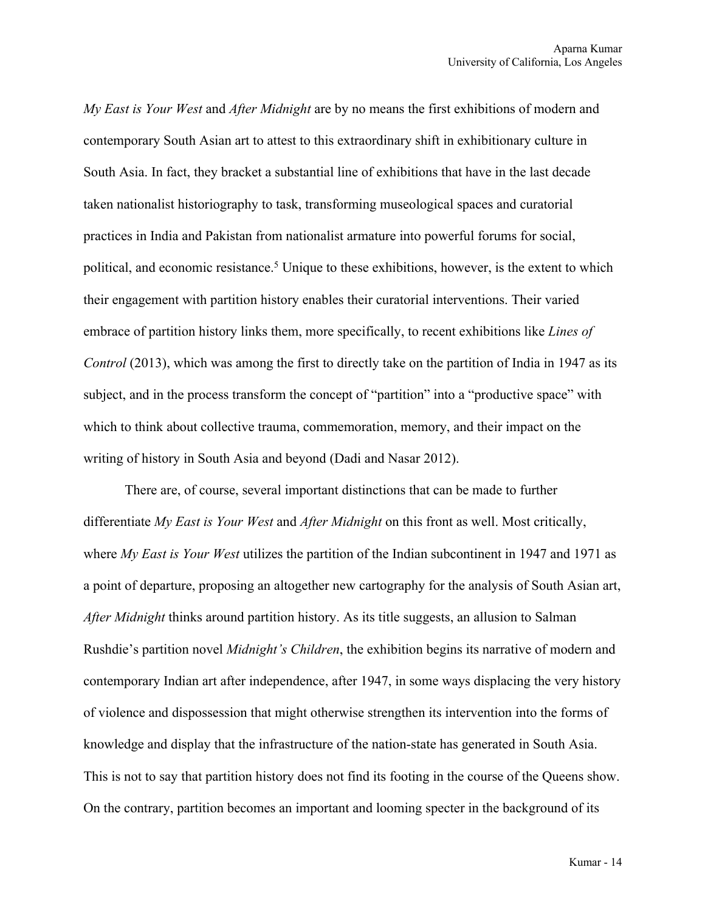*My East is Your West* and *After Midnight* are by no means the first exhibitions of modern and contemporary South Asian art to attest to this extraordinary shift in exhibitionary culture in South Asia. In fact, they bracket a substantial line of exhibitions that have in the last decade taken nationalist historiography to task, transforming museological spaces and curatorial practices in India and Pakistan from nationalist armature into powerful forums for social, political, and economic resistance.[5] Unique to these exhibitions, however, is the extent to which their engagement with partition history enables their curatorial interventions. Their varied embrace of partition history links them, more specifically, to recent exhibitions like *Lines of Control* (2013), which was among the first to directly take on the partition of India in 1947 as its subject, and in the process transform the concept of "partition" into a "productive space" with which to think about collective trauma, commemoration, memory, and their impact on the writing of history in South Asia and beyond (Dadi and Nasar 2012).

There are, of course, several important distinctions that can be made to further differentiate *My East is Your West* and *After Midnight* on this front as well. Most critically, where *My East is Your West* utilizes the partition of the Indian subcontinent in 1947 and 1971 as a point of departure, proposing an altogether new cartography for the analysis of South Asian art, *After Midnight* thinks around partition history. As its title suggests, an allusion to Salman Rushdie's partition novel *Midnight's Children*, the exhibition begins its narrative of modern and contemporary Indian art after independence, after 1947, in some ways displacing the very history of violence and dispossession that might otherwise strengthen its intervention into the forms of knowledge and display that the infrastructure of the nation-state has generated in South Asia. This is not to say that partition history does not find its footing in the course of the Queens show. On the contrary, partition becomes an important and looming specter in the background of its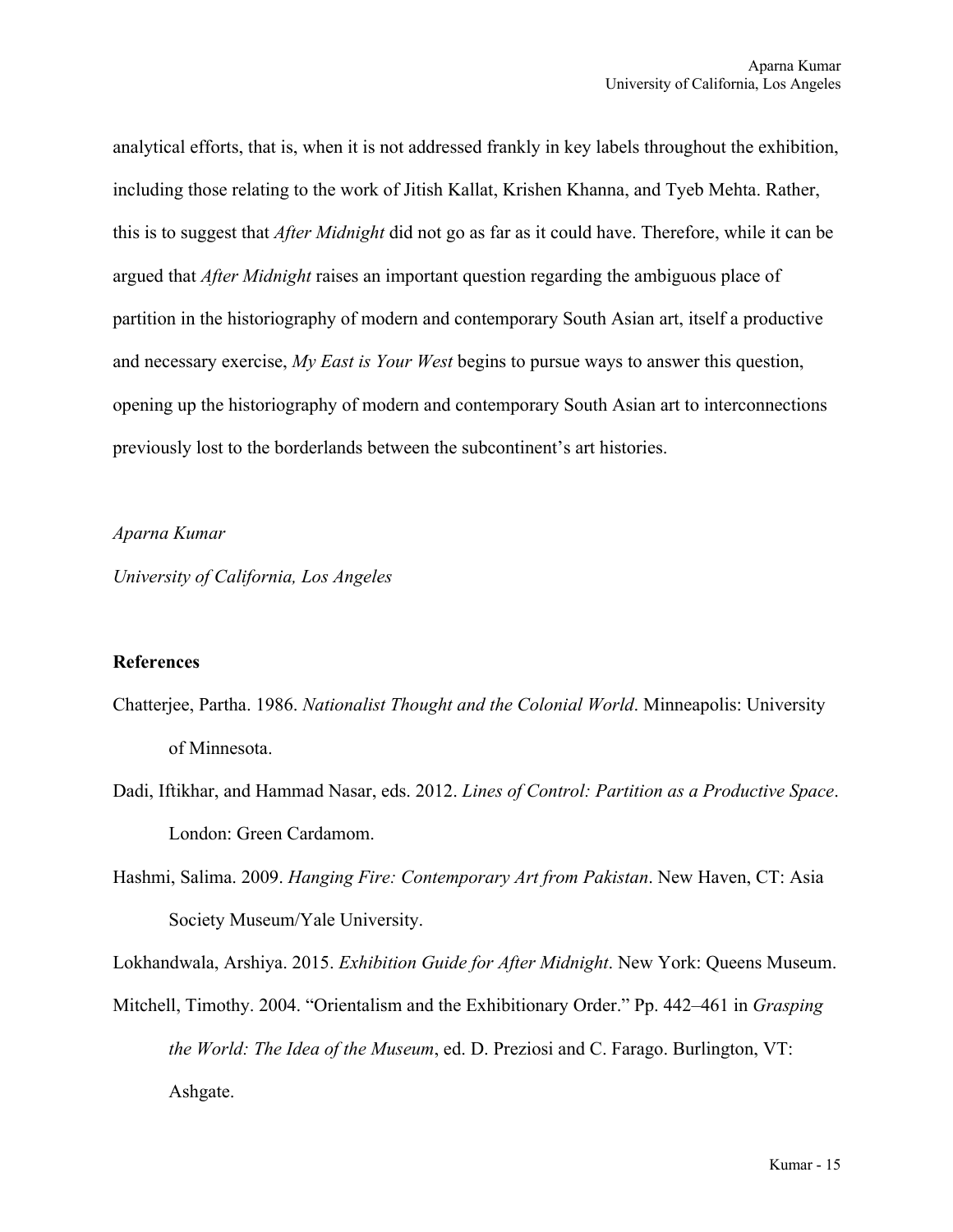analytical efforts, that is, when it is not addressed frankly in key labels throughout the exhibition, including those relating to the work of Jitish Kallat, Krishen Khanna, and Tyeb Mehta. Rather, this is to suggest that *After Midnight* did not go as far as it could have. Therefore, while it can be argued that *After Midnight* raises an important question regarding the ambiguous place of partition in the historiography of modern and contemporary South Asian art, itself a productive and necessary exercise, *My East is Your West* begins to pursue ways to answer this question, opening up the historiography of modern and contemporary South Asian art to interconnections previously lost to the borderlands between the subcontinent's art histories.

*Aparna Kumar*

*University of California, Los Angeles*

**References**

Chatterjee, Partha. 1986. *Nationalist Thought and the Colonial World*. Minneapolis: University of Minnesota.

Dadi, Iftikhar, and Hammad Nasar, eds. 2012. *Lines of Control: Partition as a Productive Space*. London: Green Cardamom.

Hashmi, Salima. 2009. *Hanging Fire: Contemporary Art from Pakistan*. New Haven, CT: Asia Society Museum/Yale University.

Lokhandwala, Arshiya. 2015. *Exhibition Guide for After Midnight*. New York: Queens Museum.

Mitchell, Timothy. 2004. "Orientalism and the Exhibitionary Order." Pp. 442–461 in *Grasping the World: The Idea of the Museum*, ed. D. Preziosi and C. Farago. Burlington, VT: Ashgate.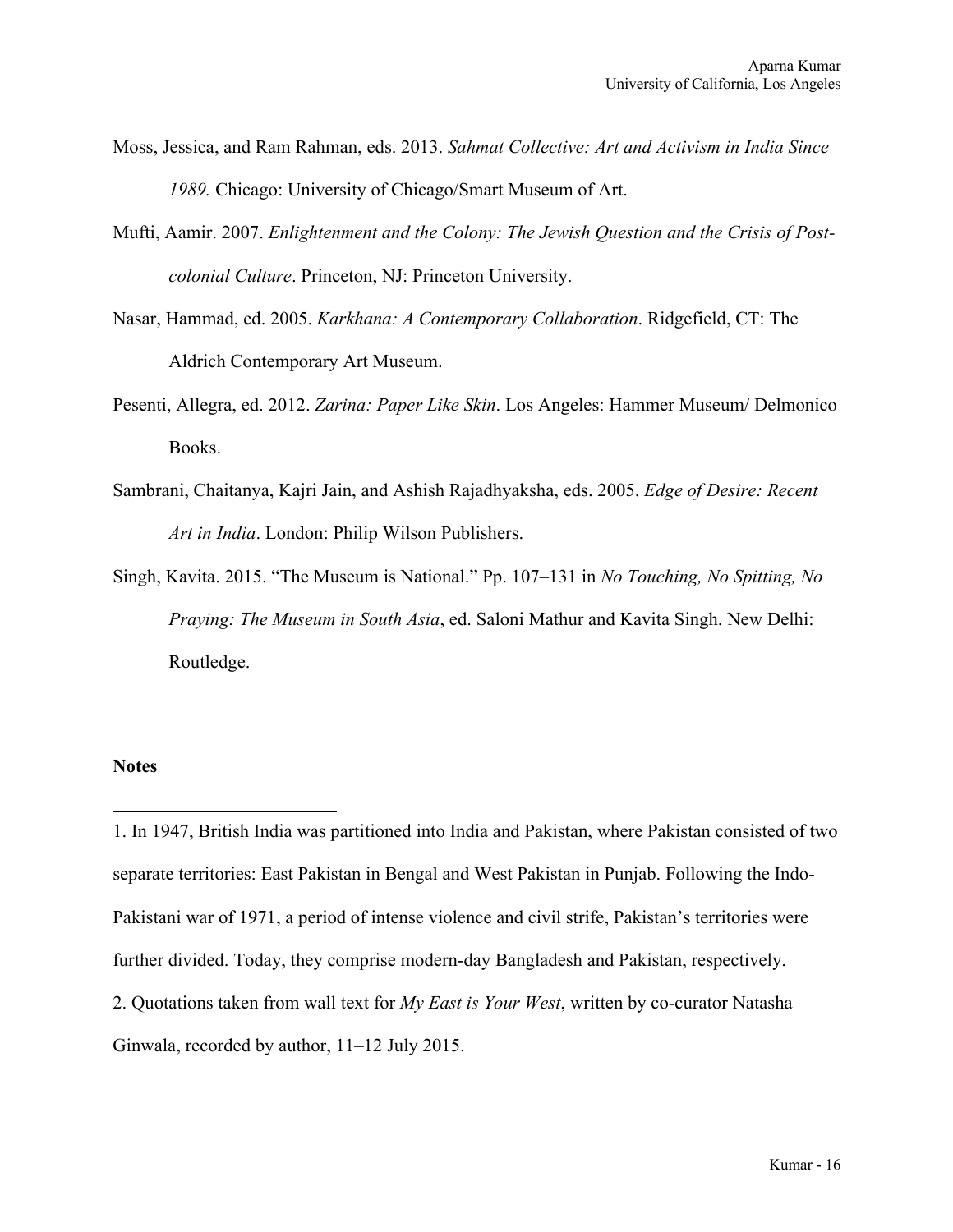Moss, Jessica, and Ram Rahman, eds. 2013. *Sahmat Collective: Art and Activism in India Since 1989.* Chicago: University of Chicago/Smart Museum of Art.

Mufti, Aamir. 2007. *Enlightenment and the Colony: The Jewish Question and the Crisis of Post-colonial Culture*. Princeton, NJ: Princeton University.

Nasar, Hammad, ed. 2005. *Karkhana: A Contemporary Collaboration*. Ridgefield, CT: The Aldrich Contemporary Art Museum.

Pesenti, Allegra, ed. 2012. *Zarina: Paper Like Skin*. Los Angeles: Hammer Museum/ Delmonico Books.

Sambrani, Chaitanya, Kajri Jain, and Ashish Rajadhyaksha, eds. 2005. *Edge of Desire: Recent Art in India*. London: Philip Wilson Publishers.

Singh, Kavita. 2015. "The Museum is National." Pp. 107–131 in *No Touching, No Spitting, No Praying: The Museum in South Asia*, ed. Saloni Mathur and Kavita Singh. New Delhi: Routledge.

**Notes**

1. In 1947, British India was partitioned into India and Pakistan, where Pakistan consisted of two separate territories: East Pakistan in Bengal and West Pakistan in Punjab. Following the Indo-Pakistani war of 1971, a period of intense violence and civil strife, Pakistan's territories were further divided. Today, they comprise modern-day Bangladesh and Pakistan, respectively.

2. Quotations taken from wall text for *My East is Your West*, written by co-curator Natasha Ginwala, recorded by author, 11–12 July 2015.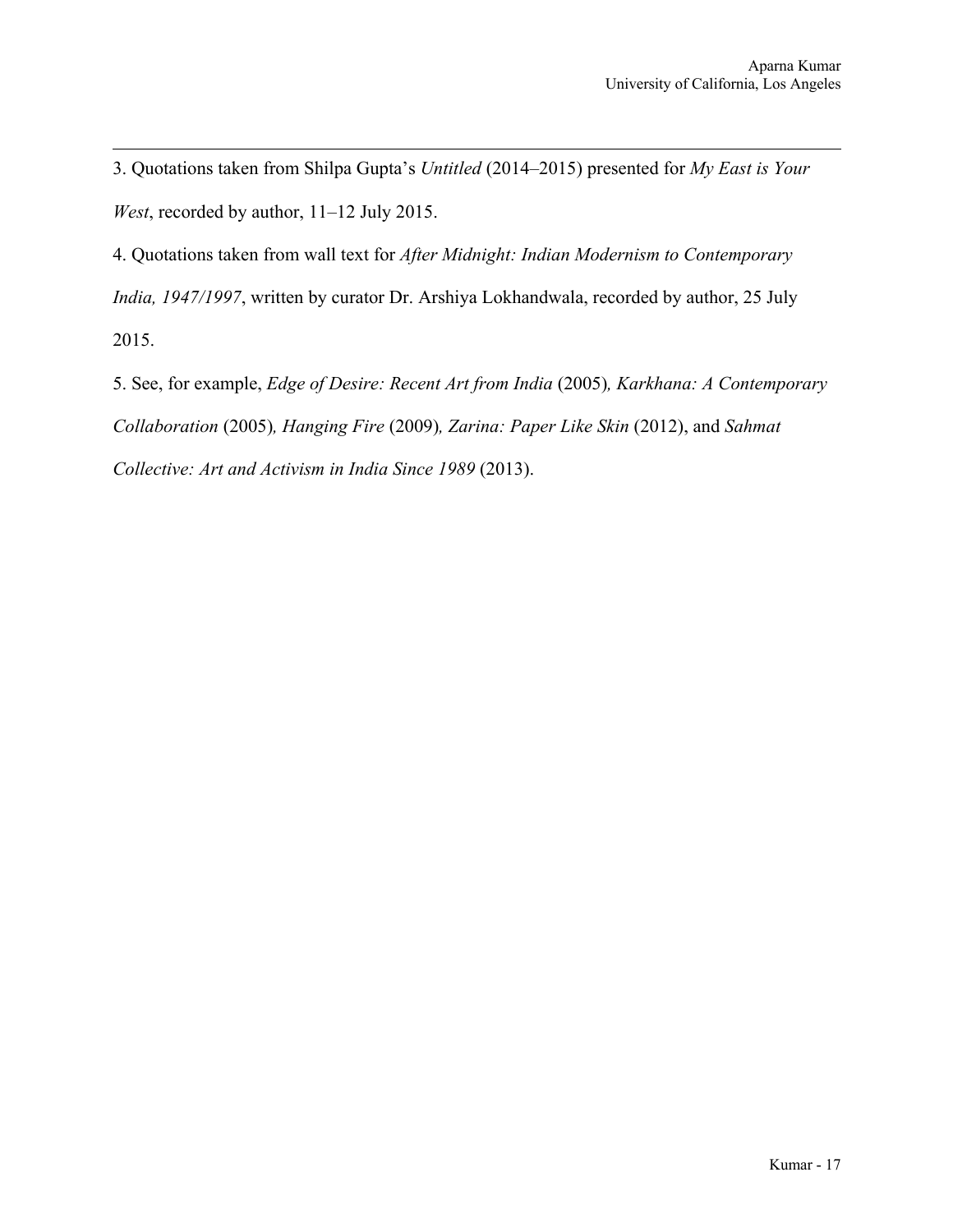3. Quotations taken from Shilpa Gupta's *Untitled* (2014–2015) presented for *My East is Your West*, recorded by author, 11–12 July 2015.

4. Quotations taken from wall text for *After Midnight: Indian Modernism to Contemporary India, 1947/1997*, written by curator Dr. Arshiya Lokhandwala, recorded by author, 25 July 2015.

5. See, for example, *Edge of Desire: Recent Art from India* (2005), *Karkhana: A Contemporary Collaboration* (2005), *Hanging Fire* (2009), *Zarina: Paper Like Skin* (2012), and *Sahmat Collective: Art and Activism in India Since 1989* (2013).